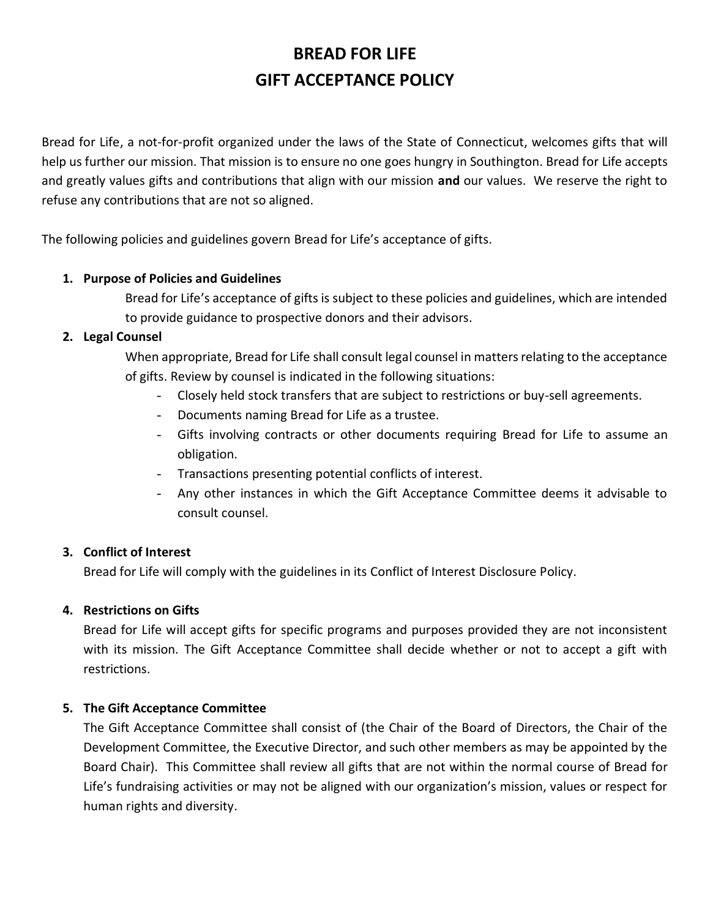# BREAD FOR LIFE
# GIFT ACCEPTANCE POLICY

Bread for Life, a not-for-profit organized under the laws of the State of Connecticut, welcomes gifts that will help us further our mission. That mission is to ensure no one goes hungry in Southington. Bread for Life accepts and greatly values gifts and contributions that align with our mission **and** our values. We reserve the right to refuse any contributions that are not so aligned.

The following policies and guidelines govern Bread for Life's acceptance of gifts.

1. **Purpose of Policies and Guidelines**

   Bread for Life's acceptance of gifts is subject to these policies and guidelines, which are intended to provide guidance to prospective donors and their advisors.

2. **Legal Counsel**

   When appropriate, Bread for Life shall consult legal counsel in matters relating to the acceptance of gifts. Review by counsel is indicated in the following situations:
   - Closely held stock transfers that are subject to restrictions or buy-sell agreements.
   - Documents naming Bread for Life as a trustee.
   - Gifts involving contracts or other documents requiring Bread for Life to assume an obligation.
   - Transactions presenting potential conflicts of interest.
   - Any other instances in which the Gift Acceptance Committee deems it advisable to consult counsel.

3. **Conflict of Interest**

   Bread for Life will comply with the guidelines in its Conflict of Interest Disclosure Policy.

4. **Restrictions on Gifts**

   Bread for Life will accept gifts for specific programs and purposes provided they are not inconsistent with its mission. The Gift Acceptance Committee shall decide whether or not to accept a gift with restrictions.

5. **The Gift Acceptance Committee**

   The Gift Acceptance Committee shall consist of (the Chair of the Board of Directors, the Chair of the Development Committee, the Executive Director, and such other members as may be appointed by the Board Chair). This Committee shall review all gifts that are not within the normal course of Bread for Life's fundraising activities or may not be aligned with our organization's mission, values or respect for human rights and diversity.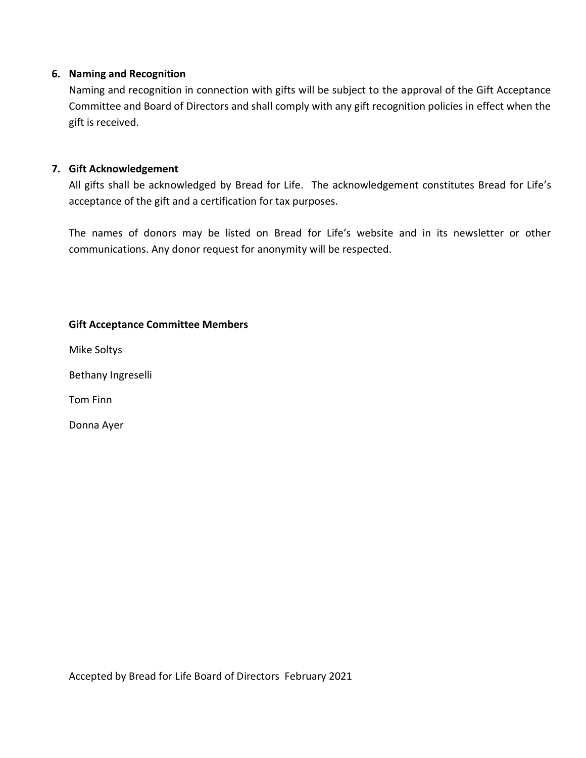## 6. Naming and Recognition

Naming and recognition in connection with gifts will be subject to the approval of the Gift Acceptance Committee and Board of Directors and shall comply with any gift recognition policies in effect when the gift is received.

## 7. Gift Acknowledgement

All gifts shall be acknowledged by Bread for Life. The acknowledgement constitutes Bread for Life's acceptance of the gift and a certification for tax purposes.

The names of donors may be listed on Bread for Life's website and in its newsletter or other communications. Any donor request for anonymity will be respected.

**Gift Acceptance Committee Members**

Mike Soltys

Bethany Ingreselli

Tom Finn

Donna Ayer

Accepted by Bread for Life Board of Directors February 2021